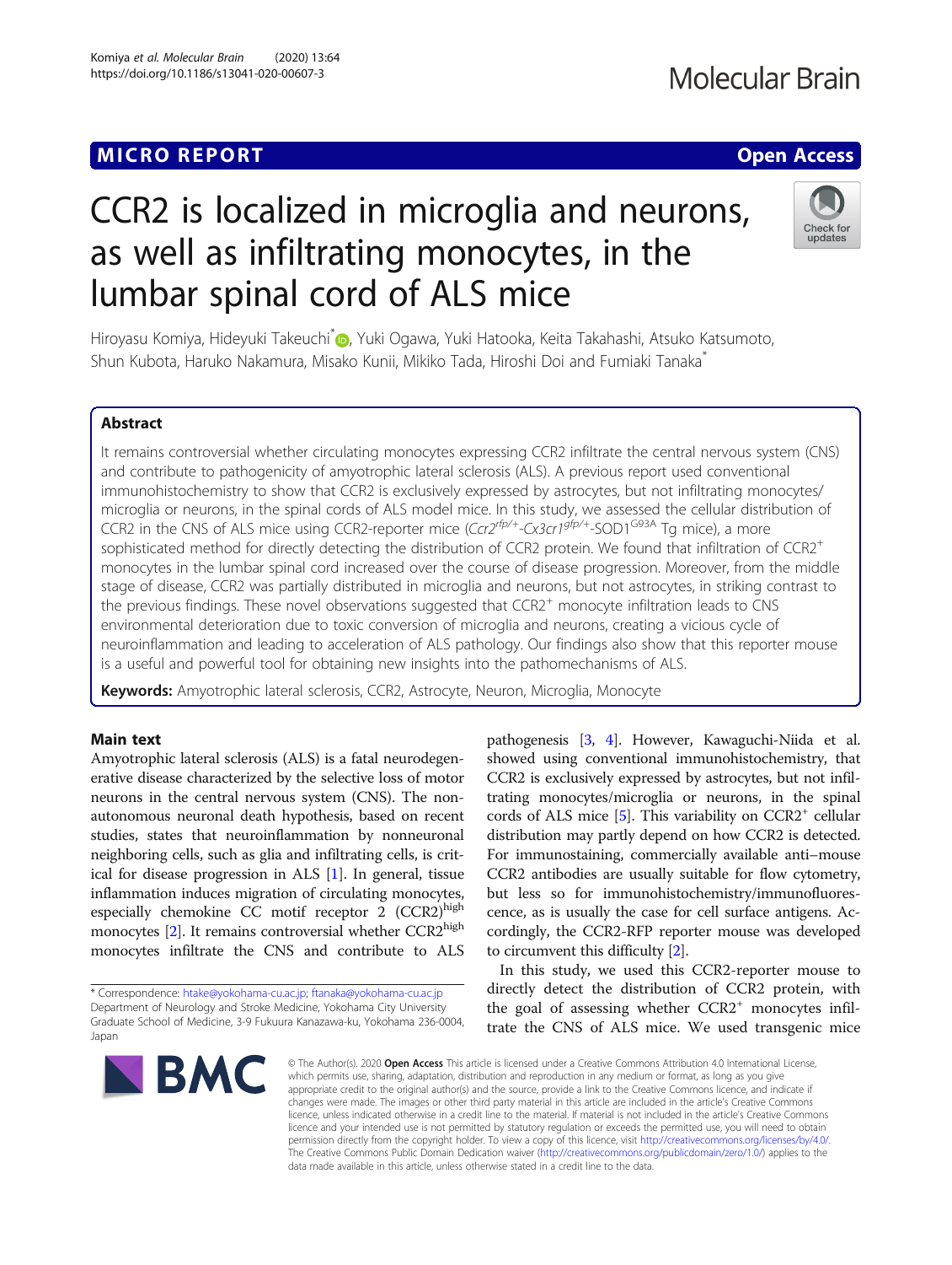MICRO REPORT

Open Access

# CCR2 is localized in microglia and neurons, as well as infiltrating monocytes, in the lumbar spinal cord of ALS mice

Hiroyasu Komiya, Hideyuki Takeuchi*, Yuki Ogawa, Yuki Hatooka, Keita Takahashi, Atsuko Katsumoto, Shun Kubota, Haruko Nakamura, Misako Kunii, Mikiko Tada, Hiroshi Doi and Fumiaki Tanaka*

## Abstract

It remains controversial whether circulating monocytes expressing CCR2 infiltrate the central nervous system (CNS) and contribute to pathogenicity of amyotrophic lateral sclerosis (ALS). A previous report used conventional immunohistochemistry to show that CCR2 is exclusively expressed by astrocytes, but not infiltrating monocytes/microglia or neurons, in the spinal cords of ALS model mice. In this study, we assessed the cellular distribution of CCR2 in the CNS of ALS mice using CCR2-reporter mice (*Ccr2*$^{rfp/+}$-*Cx3cr1*$^{gfp/+}$-SOD1$^{G93A}$ Tg mice), a more sophisticated method for directly detecting the distribution of CCR2 protein. We found that infiltration of CCR2$^{+}$ monocytes in the lumbar spinal cord increased over the course of disease progression. Moreover, from the middle stage of disease, CCR2 was partially distributed in microglia and neurons, but not astrocytes, in striking contrast to the previous findings. These novel observations suggested that CCR2$^{+}$ monocyte infiltration leads to CNS environmental deterioration due to toxic conversion of microglia and neurons, creating a vicious cycle of neuroinflammation and leading to acceleration of ALS pathology. Our findings also show that this reporter mouse is a useful and powerful tool for obtaining new insights into the pathomechanisms of ALS.

**Keywords:** Amyotrophic lateral sclerosis, CCR2, Astrocyte, Neuron, Microglia, Monocyte

## Main text

Amyotrophic lateral sclerosis (ALS) is a fatal neurodegenerative disease characterized by the selective loss of motor neurons in the central nervous system (CNS). The non-autonomous neuronal death hypothesis, based on recent studies, states that neuroinflammation by nonneuronal neighboring cells, such as glia and infiltrating cells, is critical for disease progression in ALS [1]. In general, tissue inflammation induces migration of circulating monocytes, especially chemokine CC motif receptor 2 (CCR2)$^{high}$ monocytes [2]. It remains controversial whether CCR2$^{high}$ monocytes infiltrate the CNS and contribute to ALS pathogenesis [3, 4]. However, Kawaguchi-Niida et al. showed using conventional immunohistochemistry, that CCR2 is exclusively expressed by astrocytes, but not infiltrating monocytes/microglia or neurons, in the spinal cords of ALS mice [5]. This variability on CCR2$^{+}$ cellular distribution may partly depend on how CCR2 is detected. For immunostaining, commercially available anti–mouse CCR2 antibodies are usually suitable for flow cytometry, but less so for immunohistochemistry/immunofluorescence, as is usually the case for cell surface antigens. Accordingly, the CCR2-RFP reporter mouse was developed to circumvent this difficulty [2].

In this study, we used this CCR2-reporter mouse to directly detect the distribution of CCR2 protein, with the goal of assessing whether CCR2$^{+}$ monocytes infiltrate the CNS of ALS mice. We used transgenic mice

* Correspondence: htake@yokohama-cu.ac.jp; ftanaka@yokohama-cu.ac.jp
Department of Neurology and Stroke Medicine, Yokohama City University Graduate School of Medicine, 3-9 Fukuura Kanazawa-ku, Yokohama 236-0004, Japan

© The Author(s). 2020 **Open Access** This article is licensed under a Creative Commons Attribution 4.0 International License, which permits use, sharing, adaptation, distribution and reproduction in any medium or format, as long as you give appropriate credit to the original author(s) and the source, provide a link to the Creative Commons licence, and indicate if changes were made. The images or other third party material in this article are included in the article's Creative Commons licence, unless indicated otherwise in a credit line to the material. If material is not included in the article's Creative Commons licence and your intended use is not permitted by statutory regulation or exceeds the permitted use, you will need to obtain permission directly from the copyright holder. To view a copy of this licence, visit http://creativecommons.org/licenses/by/4.0/. The Creative Commons Public Domain Dedication waiver (http://creativecommons.org/publicdomain/zero/1.0/) applies to the data made available in this article, unless otherwise stated in a credit line to the data.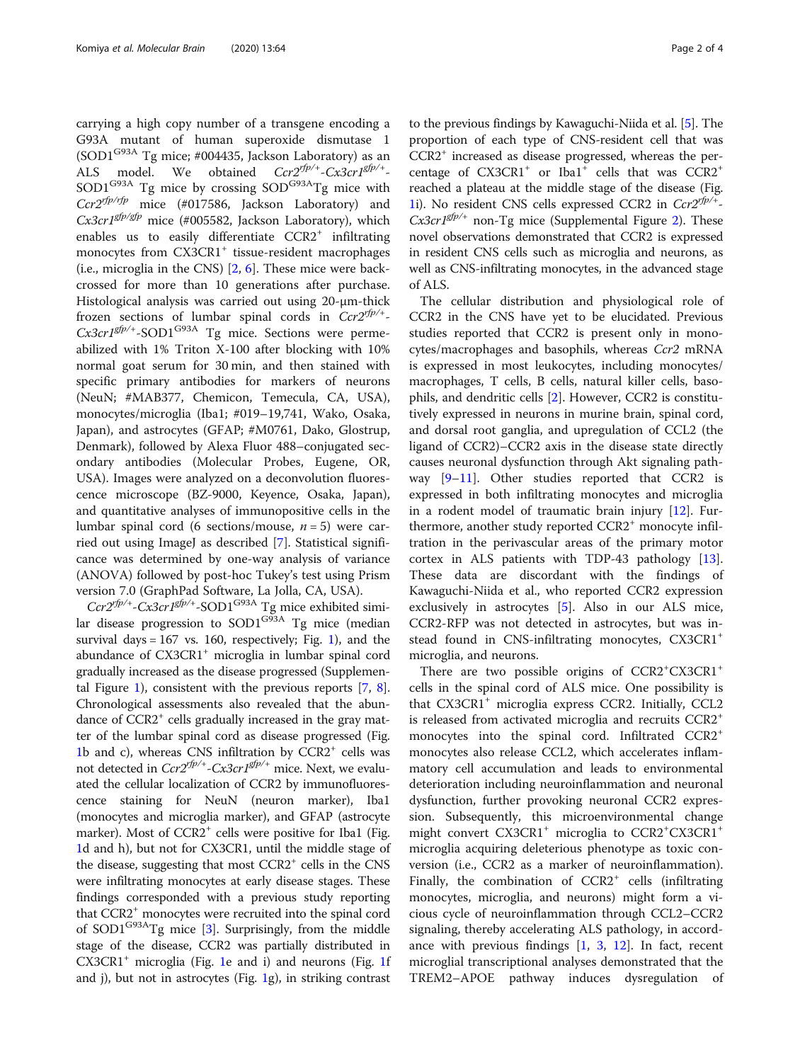carrying a high copy number of a transgene encoding a G93A mutant of human superoxide dismutase 1 (SOD1$^{G93A}$ Tg mice; #004435, Jackson Laboratory) as an ALS model. We obtained *Ccr2*$^{rfp/+}$-*Cx3cr1*$^{gfp/+}$-SOD1$^{G93A}$ Tg mice by crossing SOD$^{G93A}$Tg mice with *Ccr2*$^{rfp/rfp}$ mice (#017586, Jackson Laboratory) and *Cx3cr1*$^{gfp/gfp}$ mice (#005582, Jackson Laboratory), which enables us to easily differentiate CCR2$^{+}$ infiltrating monocytes from CX3CR1$^{+}$ tissue-resident macrophages (i.e., microglia in the CNS) [2, 6]. These mice were backcrossed for more than 10 generations after purchase. Histological analysis was carried out using 20-μm-thick frozen sections of lumbar spinal cords in *Ccr2*$^{rfp/+}$-*Cx3cr1*$^{gfp/+}$-SOD1$^{G93A}$ Tg mice. Sections were permeabilized with 1% Triton X-100 after blocking with 10% normal goat serum for 30 min, and then stained with specific primary antibodies for markers of neurons (NeuN; #MAB377, Chemicon, Temecula, CA, USA), monocytes/microglia (Iba1; #019–19,741, Wako, Osaka, Japan), and astrocytes (GFAP; #M0761, Dako, Glostrup, Denmark), followed by Alexa Fluor 488–conjugated secondary antibodies (Molecular Probes, Eugene, OR, USA). Images were analyzed on a deconvolution fluorescence microscope (BZ-9000, Keyence, Osaka, Japan), and quantitative analyses of immunopositive cells in the lumbar spinal cord (6 sections/mouse, $n = 5$) were carried out using ImageJ as described [7]. Statistical significance was determined by one-way analysis of variance (ANOVA) followed by post-hoc Tukey's test using Prism version 7.0 (GraphPad Software, La Jolla, CA, USA).

*Ccr2*$^{rfp/+}$-*Cx3cr1*$^{gfp/+}$-SOD1$^{G93A}$ Tg mice exhibited similar disease progression to SOD1$^{G93A}$ Tg mice (median survival days = 167 vs. 160, respectively; Fig. 1), and the abundance of CX3CR1$^{+}$ microglia in lumbar spinal cord gradually increased as the disease progressed (Supplemental Figure 1), consistent with the previous reports [7, 8]. Chronological assessments also revealed that the abundance of CCR2$^{+}$ cells gradually increased in the gray matter of the lumbar spinal cord as disease progressed (Fig. 1b and c), whereas CNS infiltration by CCR2$^{+}$ cells was not detected in *Ccr2*$^{rfp/+}$-*Cx3cr1*$^{gfp/+}$ mice. Next, we evaluated the cellular localization of CCR2 by immunofluorescence staining for NeuN (neuron marker), Iba1 (monocytes and microglia marker), and GFAP (astrocyte marker). Most of CCR2$^{+}$ cells were positive for Iba1 (Fig. 1d and h), but not for CX3CR1, until the middle stage of the disease, suggesting that most CCR2$^{+}$ cells in the CNS were infiltrating monocytes at early disease stages. These findings corresponded with a previous study reporting that CCR2$^{+}$ monocytes were recruited into the spinal cord of SOD1$^{G93A}$Tg mice [3]. Surprisingly, from the middle stage of the disease, CCR2 was partially distributed in CX3CR1$^{+}$ microglia (Fig. 1e and i) and neurons (Fig. 1f and j), but not in astrocytes (Fig. 1g), in striking contrast to the previous findings by Kawaguchi-Niida et al. [5]. The proportion of each type of CNS-resident cell that was CCR2$^{+}$ increased as disease progressed, whereas the percentage of CX3CR1$^{+}$ or Iba1$^{+}$ cells that was CCR2$^{+}$ reached a plateau at the middle stage of the disease (Fig. 1i). No resident CNS cells expressed CCR2 in *Ccr2*$^{rfp/+}$-*Cx3cr1*$^{gfp/+}$ non-Tg mice (Supplemental Figure 2). These novel observations demonstrated that CCR2 is expressed in resident CNS cells such as microglia and neurons, as well as CNS-infiltrating monocytes, in the advanced stage of ALS.

The cellular distribution and physiological role of CCR2 in the CNS have yet to be elucidated. Previous studies reported that CCR2 is present only in monocytes/macrophages and basophils, whereas *Ccr2* mRNA is expressed in most leukocytes, including monocytes/macrophages, T cells, B cells, natural killer cells, basophils, and dendritic cells [2]. However, CCR2 is constitutively expressed in neurons in murine brain, spinal cord, and dorsal root ganglia, and upregulation of CCL2 (the ligand of CCR2)–CCR2 axis in the disease state directly causes neuronal dysfunction through Akt signaling pathway [9–11]. Other studies reported that CCR2 is expressed in both infiltrating monocytes and microglia in a rodent model of traumatic brain injury [12]. Furthermore, another study reported CCR2$^{+}$ monocyte infiltration in the perivascular areas of the primary motor cortex in ALS patients with TDP-43 pathology [13]. These data are discordant with the findings of Kawaguchi-Niida et al., who reported CCR2 expression exclusively in astrocytes [5]. Also in our ALS mice, CCR2-RFP was not detected in astrocytes, but was instead found in CNS-infiltrating monocytes, CX3CR1$^{+}$ microglia, and neurons.

There are two possible origins of CCR2$^{+}$CX3CR1$^{+}$ cells in the spinal cord of ALS mice. One possibility is that CX3CR1$^{+}$ microglia express CCR2. Initially, CCL2 is released from activated microglia and recruits CCR2$^{+}$ monocytes into the spinal cord. Infiltrated CCR2$^{+}$ monocytes also release CCL2, which accelerates inflammatory cell accumulation and leads to environmental deterioration including neuroinflammation and neuronal dysfunction, further provoking neuronal CCR2 expression. Subsequently, this microenvironmental change might convert CX3CR1$^{+}$ microglia to CCR2$^{+}$CX3CR1$^{+}$ microglia acquiring deleterious phenotype as toxic conversion (i.e., CCR2 as a marker of neuroinflammation). Finally, the combination of CCR2$^{+}$ cells (infiltrating monocytes, microglia, and neurons) might form a vicious cycle of neuroinflammation through CCL2–CCR2 signaling, thereby accelerating ALS pathology, in accordance with previous findings [1, 3, 12]. In fact, recent microglial transcriptional analyses demonstrated that the TREM2–APOE pathway induces dysregulation of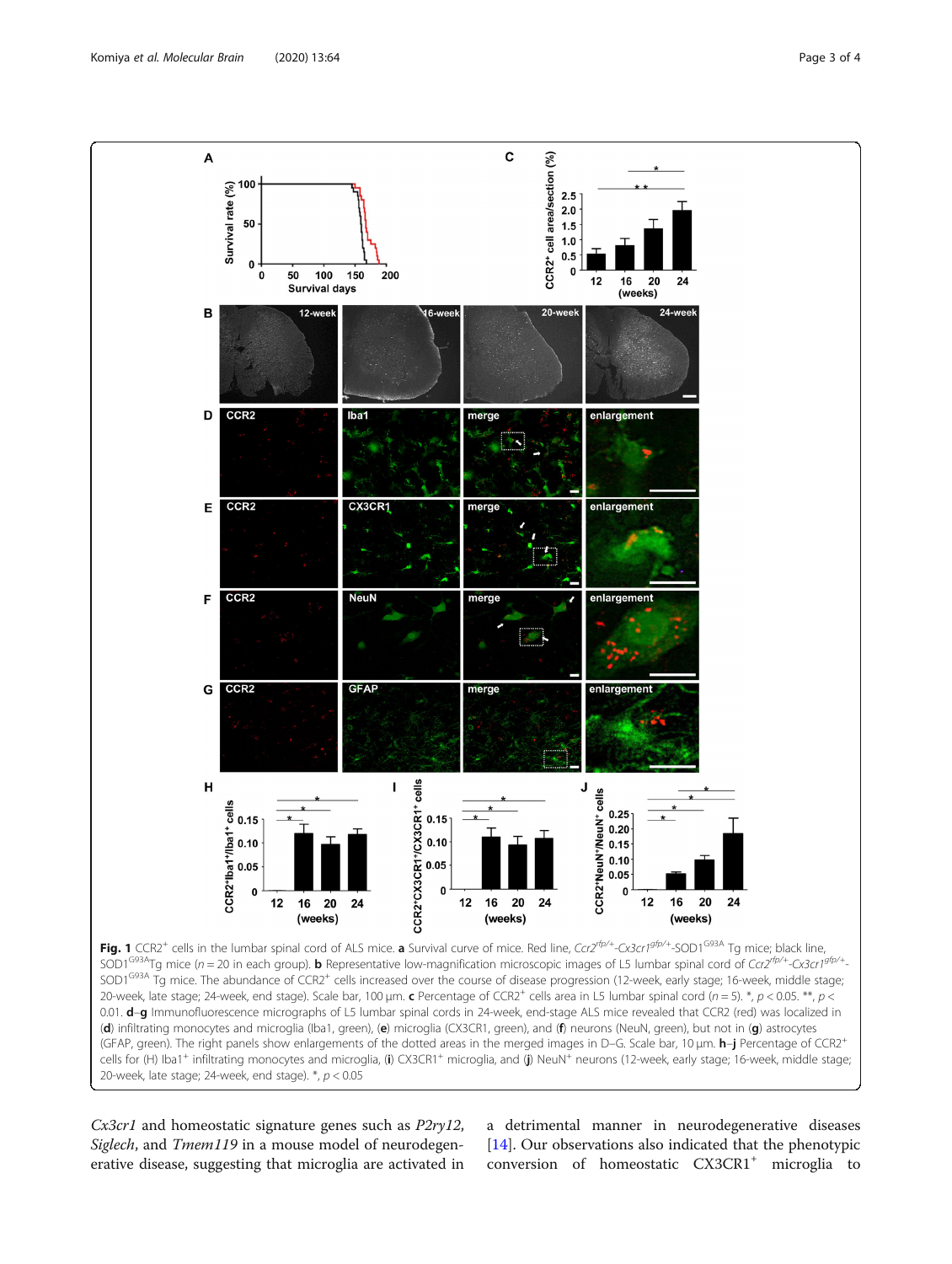**Fig. 1** CCR2$^+$ cells in the lumbar spinal cord of ALS mice. **a** Survival curve of mice. Red line, *Ccr2*$^{rfp/+}$-*Cx3cr1*$^{gfp/+}$-SOD1$^{G93A}$ Tg mice; black line, SOD1$^{G93A}$Tg mice ($n = 20$ in each group). **b** Representative low-magnification microscopic images of L5 lumbar spinal cord of *Ccr2*$^{rfp/+}$-*Cx3cr1*$^{gfp/+}$-SOD1$^{G93A}$ Tg mice. The abundance of CCR2$^+$ cells increased over the course of disease progression (12-week, early stage; 16-week, middle stage; 20-week, late stage; 24-week, end stage). Scale bar, 100 μm. **c** Percentage of CCR2$^+$ cells area in L5 lumbar spinal cord ($n = 5$). *, $p < 0.05$. **, $p < 0.01$. **d**–**g** Immunofluorescence micrographs of L5 lumbar spinal cords in 24-week, end-stage ALS mice revealed that CCR2 (red) was localized in (**d**) infiltrating monocytes and microglia (Iba1, green), (**e**) microglia (CX3CR1, green), and (**f**) neurons (NeuN, green), but not in (**g**) astrocytes (GFAP, green). The right panels show enlargements of the dotted areas in the merged images in D–G. Scale bar, 10 μm. **h**–**j** Percentage of CCR2$^+$ cells for (H) Iba1$^+$ infiltrating monocytes and microglia, (**i**) CX3CR1$^+$ microglia, and (**j**) NeuN$^+$ neurons (12-week, early stage; 16-week, middle stage; 20-week, late stage; 24-week, end stage). *, $p < 0.05$

*Cx3cr1* and homeostatic signature genes such as *P2ry12*, *Siglech*, and *Tmem119* in a mouse model of neurodegenerative disease, suggesting that microglia are activated in a detrimental manner in neurodegenerative diseases [14]. Our observations also indicated that the phenotypic conversion of homeostatic CX3CR1$^+$ microglia to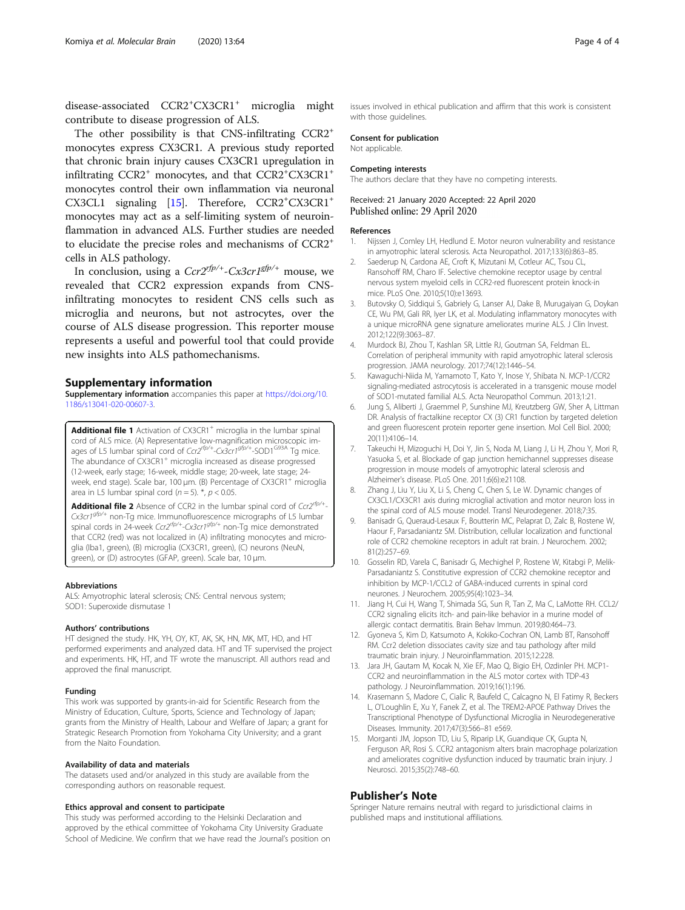disease-associated CCR2$^+$CX3CR1$^+$ microglia might contribute to disease progression of ALS.

The other possibility is that CNS-infiltrating CCR2$^+$ monocytes express CX3CR1. A previous study reported that chronic brain injury causes CX3CR1 upregulation in infiltrating CCR2$^+$ monocytes, and that CCR2$^+$CX3CR1$^+$ monocytes control their own inflammation via neuronal CX3CL1 signaling [15]. Therefore, CCR2$^+$CX3CR1$^+$ monocytes may act as a self-limiting system of neuroinflammation in advanced ALS. Further studies are needed to elucidate the precise roles and mechanisms of CCR2$^+$ cells in ALS pathology.

In conclusion, using a $Ccr2^{rfp/+}$-$Cx3cr1^{gfp/+}$ mouse, we revealed that CCR2 expression expands from CNS-infiltrating monocytes to resident CNS cells such as microglia and neurons, but not astrocytes, over the course of ALS disease progression. This reporter mouse represents a useful and powerful tool that could provide new insights into ALS pathomechanisms.

## Supplementary information

**Supplementary information** accompanies this paper at https://doi.org/10.1186/s13041-020-00607-3.

**Additional file 1** Activation of CX3CR1$^+$ microglia in the lumbar spinal cord of ALS mice. (A) Representative low-magnification microscopic images of L5 lumbar spinal cord of $Ccr2^{rfp/+}$-$Cx3cr1^{gfp/+}$-SOD1$^{G93A}$ Tg mice. The abundance of CX3CR1$^+$ microglia increased as disease progressed (12-week, early stage; 16-week, middle stage; 20-week, late stage; 24-week, end stage). Scale bar, 100 μm. (B) Percentage of CX3CR1$^+$ microglia area in L5 lumbar spinal cord ($n = 5$). *, $p < 0.05$.

**Additional file 2** Absence of CCR2 in the lumbar spinal cord of $Ccr2^{rfp/+}$-$Cx3cr1^{gfp/+}$ non-Tg mice. Immunofluorescence micrographs of L5 lumbar spinal cords in 24-week $Ccr2^{rfp/+}$-$Cx3cr1^{gfp/+}$ non-Tg mice demonstrated that CCR2 (red) was not localized in (A) infiltrating monocytes and microglia (Iba1, green), (B) microglia (CX3CR1, green), (C) neurons (NeuN, green), or (D) astrocytes (GFAP, green). Scale bar, 10 μm.

### Abbreviations

ALS: Amyotrophic lateral sclerosis; CNS: Central nervous system; SOD1: Superoxide dismutase 1

### Authors' contributions

HT designed the study. HK, YH, OY, KT, AK, SK, HN, MK, MT, HD, and HT performed experiments and analyzed data. HT and TF supervised the project and experiments. HK, HT, and TF wrote the manuscript. All authors read and approved the final manuscript.

### Funding

This work was supported by grants-in-aid for Scientific Research from the Ministry of Education, Culture, Sports, Science and Technology of Japan; grants from the Ministry of Health, Labour and Welfare of Japan; a grant for Strategic Research Promotion from Yokohama City University; and a grant from the Naito Foundation.

### Availability of data and materials

The datasets used and/or analyzed in this study are available from the corresponding authors on reasonable request.

### Ethics approval and consent to participate

This study was performed according to the Helsinki Declaration and approved by the ethical committee of Yokohama City University Graduate School of Medicine. We confirm that we have read the Journal's position on issues involved in ethical publication and affirm that this work is consistent with those guidelines.

### Consent for publication

Not applicable.

### Competing interests

The authors declare that they have no competing interests.

Received: 21 January 2020 Accepted: 22 April 2020
Published online: 29 April 2020

### References

1. Nijssen J, Comley LH, Hedlund E. Motor neuron vulnerability and resistance in amyotrophic lateral sclerosis. Acta Neuropathol. 2017;133(6):863–85.
2. Saederup N, Cardona AE, Croft K, Mizutani M, Cotleur AC, Tsou CL, Ransohoff RM, Charo IF. Selective chemokine receptor usage by central nervous system myeloid cells in CCR2-red fluorescent protein knock-in mice. PLoS One. 2010;5(10):e13693.
3. Butovsky O, Siddiqui S, Gabriely G, Lanser AJ, Dake B, Murugaiyan G, Doykan CE, Wu PM, Gali RR, Iyer LK, et al. Modulating inflammatory monocytes with a unique microRNA gene signature ameliorates murine ALS. J Clin Invest. 2012;122(9):3063–87.
4. Murdock BJ, Zhou T, Kashlan SR, Little RJ, Goutman SA, Feldman EL. Correlation of peripheral immunity with rapid amyotrophic lateral sclerosis progression. JAMA neurology. 2017;74(12):1446–54.
5. Kawaguchi-Niida M, Yamamoto T, Kato Y, Inose Y, Shibata N. MCP-1/CCR2 signaling-mediated astrocytosis is accelerated in a transgenic mouse model of SOD1-mutated familial ALS. Acta Neuropathol Commun. 2013;1:21.
6. Jung S, Aliberti J, Graemmel P, Sunshine MJ, Kreutzberg GW, Sher A, Littman DR. Analysis of fractalkine receptor CX (3) CR1 function by targeted deletion and green fluorescent protein reporter gene insertion. Mol Cell Biol. 2000; 20(11):4106–14.
7. Takeuchi H, Mizoguchi H, Doi Y, Jin S, Noda M, Liang J, Li H, Zhou Y, Mori R, Yasuoka S, et al. Blockade of gap junction hemichannel suppresses disease progression in mouse models of amyotrophic lateral sclerosis and Alzheimer's disease. PLoS One. 2011;6(6):e21108.
8. Zhang J, Liu Y, Liu X, Li S, Cheng C, Chen S, Le W. Dynamic changes of CX3CL1/CX3CR1 axis during microglial activation and motor neuron loss in the spinal cord of ALS mouse model. Transl Neurodegener. 2018;7:35.
9. Banisadr G, Queraud-Lesaux F, Boutterin MC, Pelaprat D, Zalc B, Rostene W, Haour F, Parsadaniantz SM. Distribution, cellular localization and functional role of CCR2 chemokine receptors in adult rat brain. J Neurochem. 2002; 81(2):257–69.
10. Gosselin RD, Varela C, Banisadr G, Mechighel P, Rostene W, Kitabgi P, Melik-Parsadaniantz S. Constitutive expression of CCR2 chemokine receptor and inhibition by MCP-1/CCL2 of GABA-induced currents in spinal cord neurones. J Neurochem. 2005;95(4):1023–34.
11. Jiang H, Cui H, Wang T, Shimada SG, Sun R, Tan Z, Ma C, LaMotte RH. CCL2/CCR2 signaling elicits itch- and pain-like behavior in a murine model of allergic contact dermatitis. Brain Behav Immun. 2019;80:464–73.
12. Gyoneva S, Kim D, Katsumoto A, Kokiko-Cochran ON, Lamb BT, Ransohoff RM. Ccr2 deletion dissociates cavity size and tau pathology after mild traumatic brain injury. J Neuroinflammation. 2015;12:228.
13. Jara JH, Gautam M, Kocak N, Xie EF, Mao Q, Bigio EH, Ozdinler PH. MCP1-CCR2 and neuroinflammation in the ALS motor cortex with TDP-43 pathology. J Neuroinflammation. 2019;16(1):196.
14. Krasemann S, Madore C, Cialic R, Baufeld C, Calcagno N, El Fatimy R, Beckers L, O'Loughlin E, Xu Y, Fanek Z, et al. The TREM2-APOE Pathway Drives the Transcriptional Phenotype of Dysfunctional Microglia in Neurodegenerative Diseases. Immunity. 2017;47(3):566–81 e569.
15. Morganti JM, Jopson TD, Liu S, Riparip LK, Guandique CK, Gupta N, Ferguson AR, Rosi S. CCR2 antagonism alters brain macrophage polarization and ameliorates cognitive dysfunction induced by traumatic brain injury. J Neurosci. 2015;35(2):748–60.

## Publisher's Note

Springer Nature remains neutral with regard to jurisdictional claims in published maps and institutional affiliations.